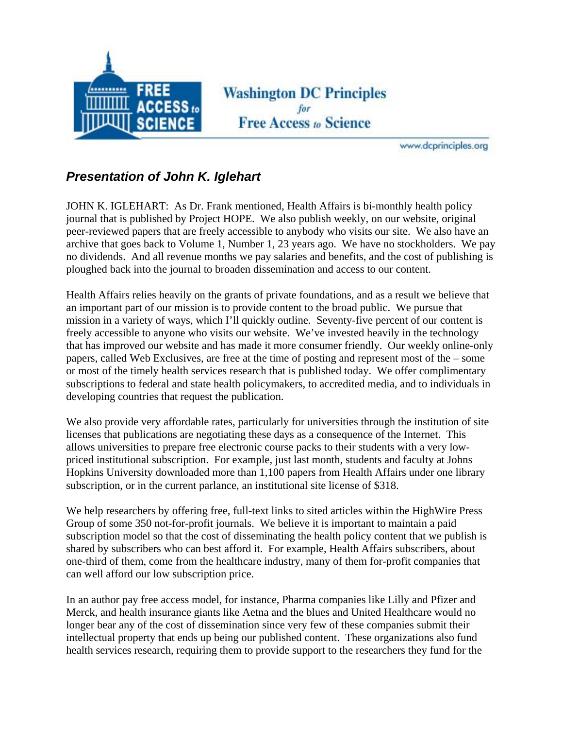# Washington DC Principles for Free Access to Science

www.dcprinciples.org

## *Presentation of John K. Iglehart*

JOHN K. IGLEHART: As Dr. Frank mentioned, Health Affairs is bi-monthly health policy journal that is published by Project HOPE. We also publish weekly, on our website, original peer-reviewed papers that are freely accessible to anybody who visits our site. We also have an archive that goes back to Volume 1, Number 1, 23 years ago. We have no stockholders. We pay no dividends. And all revenue months we pay salaries and benefits, and the cost of publishing is ploughed back into the journal to broaden dissemination and access to our content.

Health Affairs relies heavily on the grants of private foundations, and as a result we believe that an important part of our mission is to provide content to the broad public. We pursue that mission in a variety of ways, which I'll quickly outline. Seventy-five percent of our content is freely accessible to anyone who visits our website. We've invested heavily in the technology that has improved our website and has made it more consumer friendly. Our weekly online-only papers, called Web Exclusives, are free at the time of posting and represent most of the – some or most of the timely health services research that is published today. We offer complimentary subscriptions to federal and state health policymakers, to accredited media, and to individuals in developing countries that request the publication.

We also provide very affordable rates, particularly for universities through the institution of site licenses that publications are negotiating these days as a consequence of the Internet. This allows universities to prepare free electronic course packs to their students with a very low-priced institutional subscription. For example, just last month, students and faculty at Johns Hopkins University downloaded more than 1,100 papers from Health Affairs under one library subscription, or in the current parlance, an institutional site license of $318.

We help researchers by offering free, full-text links to sited articles within the HighWire Press Group of some 350 not-for-profit journals. We believe it is important to maintain a paid subscription model so that the cost of disseminating the health policy content that we publish is shared by subscribers who can best afford it. For example, Health Affairs subscribers, about one-third of them, come from the healthcare industry, many of them for-profit companies that can well afford our low subscription price.

In an author pay free access model, for instance, Pharma companies like Lilly and Pfizer and Merck, and health insurance giants like Aetna and the blues and United Healthcare would no longer bear any of the cost of dissemination since very few of these companies submit their intellectual property that ends up being our published content. These organizations also fund health services research, requiring them to provide support to the researchers they fund for the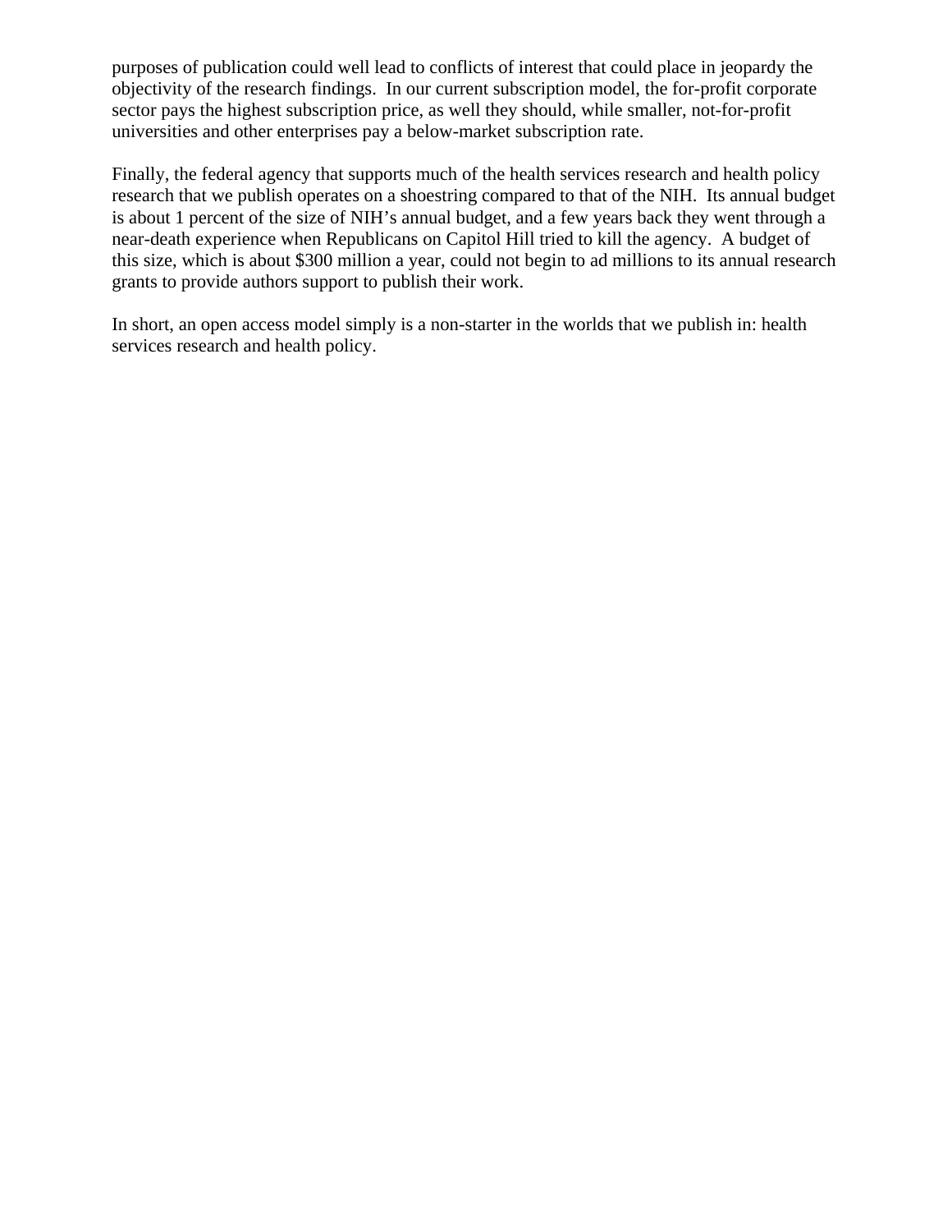purposes of publication could well lead to conflicts of interest that could place in jeopardy the objectivity of the research findings. In our current subscription model, the for-profit corporate sector pays the highest subscription price, as well they should, while smaller, not-for-profit universities and other enterprises pay a below-market subscription rate.

Finally, the federal agency that supports much of the health services research and health policy research that we publish operates on a shoestring compared to that of the NIH. Its annual budget is about 1 percent of the size of NIH's annual budget, and a few years back they went through a near-death experience when Republicans on Capitol Hill tried to kill the agency. A budget of this size, which is about $300 million a year, could not begin to ad millions to its annual research grants to provide authors support to publish their work.

In short, an open access model simply is a non-starter in the worlds that we publish in: health services research and health policy.